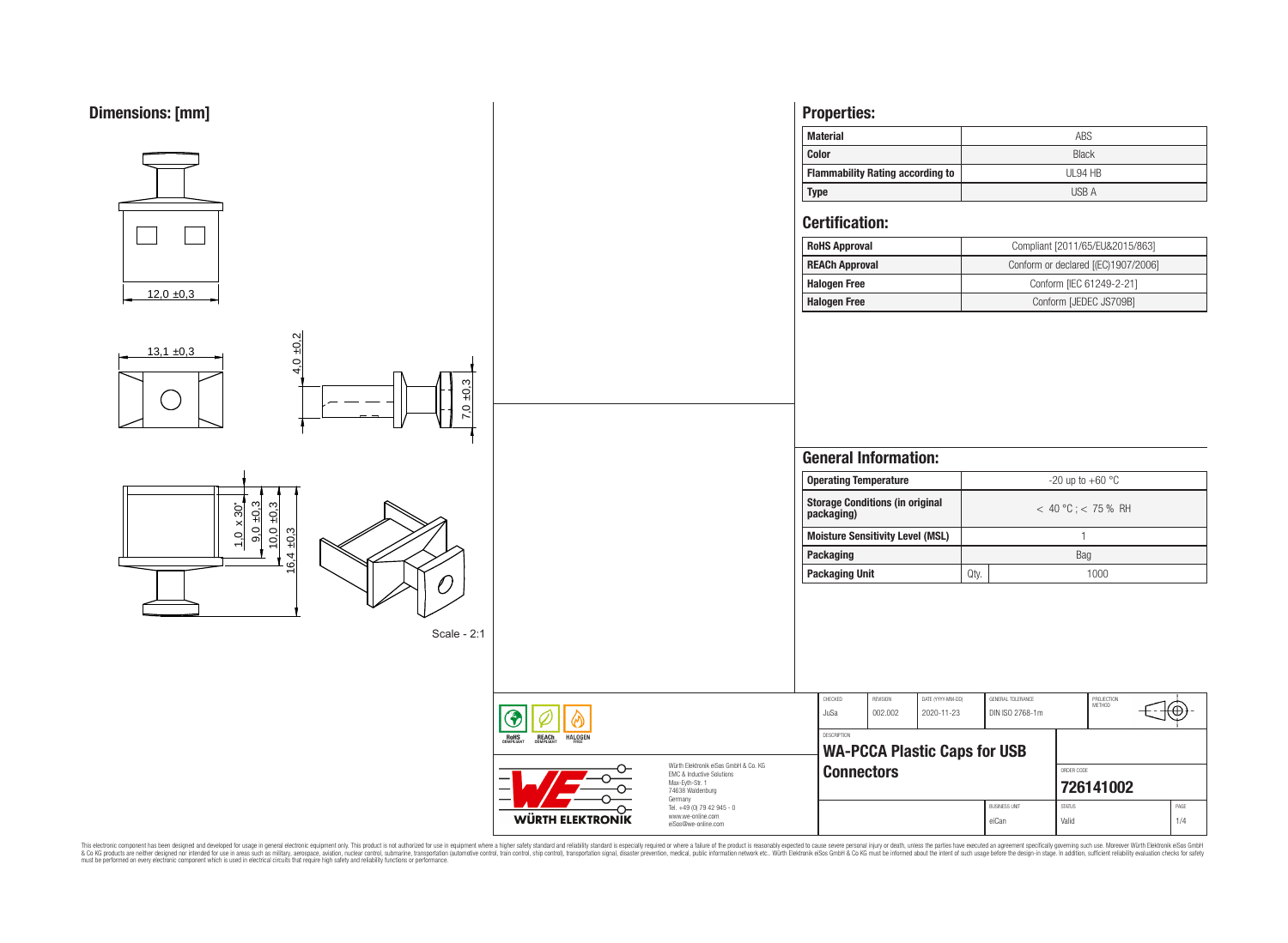## Dimensions: [mm]

12,0 ±0,3

13,1 ±0,3

4,0 ±0,2

7,0 ±0,3

1,0 x 30°

9,0 ±0,3

10,0 ±0,3

16,4 ±0,3

Scale - 2:1

## Properties:

| Material | ABS |
|---|---|
| Color | Black |
| Flammability Rating according to | UL94 HB |
| Type | USB A |

## Certification:

| RoHS Approval | Compliant [2011/65/EU&2015/863] |
|---|---|
| REACh Approval | Conform or declared [(EC)1907/2006] |
| Halogen Free | Conform [IEC 61249-2-21] |
| Halogen Free | Conform [JEDEC JS709B] |

## General Information:

| Operating Temperature | -20 up to +60 °C | |
|---|---|---|
| Storage Conditions (in original packaging) | < 40 °C ; < 75 % RH | |
| Moisture Sensitivity Level (MSL) | 1 | |
| Packaging | Bag | |
| Packaging Unit | Qty. | 1000 |

| CHECKED | REVISION | DATE (YYYY-MM-DD) | GENERAL TOLERANCE | PROJECTION METHOD |
|---|---|---|---|---|
| JuSa | 002.002 | 2020-11-23 | DIN ISO 2768-1m | |

DESCRIPTION

**WA-PCCA Plastic Caps for USB Connectors**

ORDER CODE: **726141002**

| BUSINESS UNIT | STATUS | PAGE |
|---|---|---|
| eiCan | Valid | 1/4 |

RoHS COMPLIANT · REACh COMPLIANT · HALOGEN FREE

WÜRTH ELEKTRONIK

Würth Elektronik eiSos GmbH & Co. KG
EMC & Inductive Solutions
Max-Eyth-Str. 1
74638 Waldenburg
Germany
Tel. +49 (0) 79 42 945 - 0
www.we-online.com
eiSos@we-online.com

This electronic component has been designed and developed for usage in general electronic equipment only. This product is not authorized for use in equipment where a higher safety standard and reliability standard is especially required or where a failure of the product is reasonably expected to cause severe personal injury or death, unless the parties have executed an agreement specifically governing such use. Moreover Würth Elektronik eiSos GmbH & Co KG products are neither designed nor intended for use in areas such as military, aerospace, aviation, nuclear control, submarine, transportation (automotive control, train control, ship control), transportation signal, disaster prevention, medical, public information network etc.. Würth Elektronik eiSos GmbH & Co KG must be informed about the intent of such usage before the design-in stage. In addition, sufficient reliability evaluation checks for safety must be performed on every electronic component which is used in electrical circuits that require high safety and reliability functions or performance.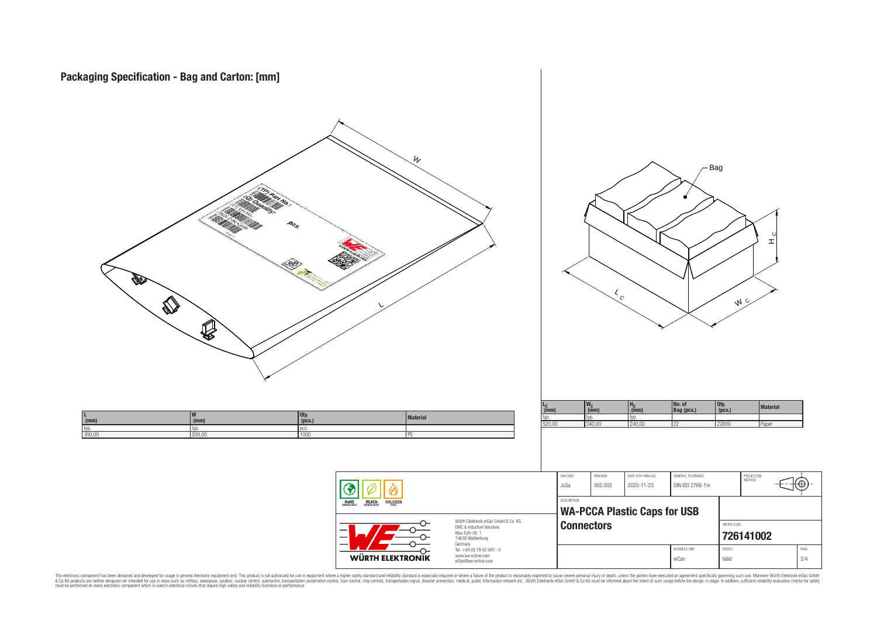# Packaging Specification - Bag and Carton: [mm]

| L (mm) | W (mm) | Qty. (pcs.) | Material |
|---|---|---|---|
| typ. | typ. | pcs. | |
| 300,00 | 200,00 | 1000 | PE |

| $L_C$ (mm) | $W_C$ (mm) | $H_C$ (mm) | No. of Bag (pcs.) | Qty. (pcs.) | Material |
|---|---|---|---|---|---|
| typ. | typ. | typ. | | | |
| 520,00 | 340,00 | 240,00 | 22 | 22000 | Paper |

| CHECKED | REVISION | DATE (YYYY-MM-DD) | GENERAL TOLERANCE | PROJECTION METHOD |
|---|---|---|---|---|
| JuSa | 002.002 | 2020-11-23 | DIN ISO 2768-1m | |

DESCRIPTION

**WA-PCCA Plastic Caps for USB Connectors**

ORDER CODE: **726141002**

| BUSINESS UNIT | STATUS | PAGE |
|---|---|---|
| eiCan | Valid | 2/4 |

RoHS COMPLIANT · REACh COMPLIANT · HALOGEN FREE

WÜRTH ELEKTRONIK

Würth Elektronik eiSos GmbH & Co. KG
EMC & Inductive Solutions
Max-Eyth-Str. 1
74638 Waldenburg
Germany
Tel. +49 (0) 79 42 945 - 0
www.we-online.com
eiSos@we-online.com

This electronic component has been designed and developed for usage in general electronic equipment only. This product is not authorized for use in equipment where a higher safety standard and reliability standard is especially required or where a failure of the product is reasonably expected to cause severe personal injury or death, unless the parties have executed an agreement specifically governing such usage. Moreover Würth Elektronik eiSos GmbH & Co KG products are neither designed nor intended for use in areas such as military, aerospace, aviation, nuclear control, submarine, transportation (automotive control, train control, ship control), transportation signal, disaster prevention, medical, public information network etc.. Würth Elektronik eiSos GmbH & Co KG must be informed about the intent of such usage before the design-in stage. In addition, sufficient reliability evaluation checks for safety must be performed on every electronic component which is used in electrical circuits that require high safety and reliability functions or performance.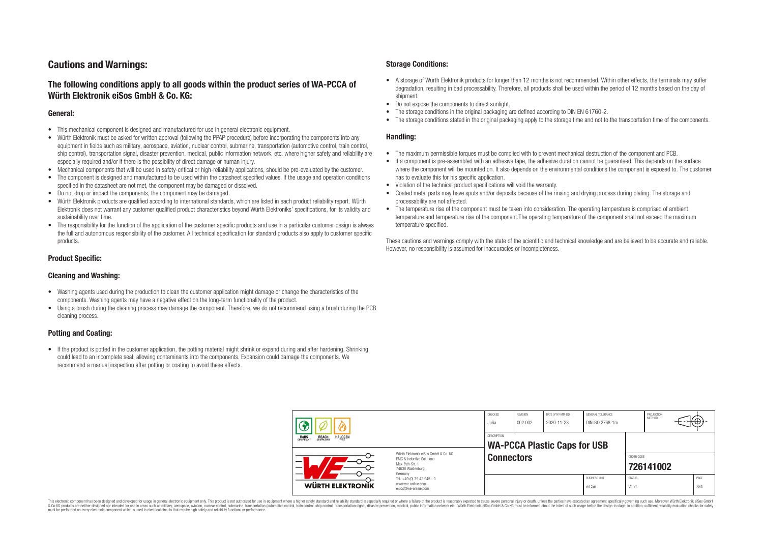## Cautions and Warnings:

### The following conditions apply to all goods within the product series of WA-PCCA of Würth Elektronik eiSos GmbH & Co. KG:

#### General:

- This mechanical component is designed and manufactured for use in general electronic equipment.
- Würth Elektronik must be asked for written approval (following the PPAP procedure) before incorporating the components into any equipment in fields such as military, aerospace, aviation, nuclear control, submarine, transportation (automotive control, train control, ship control), transportation signal, disaster prevention, medical, public information network, etc. where higher safety and reliability are especially required and/or if there is the possibility of direct damage or human injury.
- Mechanical components that will be used in safety-critical or high-reliability applications, should be pre-evaluated by the customer.
- The component is designed and manufactured to be used within the datasheet specified values. If the usage and operation conditions specified in the datasheet are not met, the component may be damaged or dissolved.
- Do not drop or impact the components, the component may be damaged.
- Würth Elektronik products are qualified according to international standards, which are listed in each product reliability report. Würth Elektronik does not warrant any customer qualified product characteristics beyond Würth Elektroniks' specifications, for its validity and sustainability over time.
- The responsibility for the function of the application of the customer specific products and use in a particular customer design is always the full and autonomous responsibility of the customer. All technical specification for standard products also apply to customer specific products.

#### Product Specific:

#### Cleaning and Washing:

- Washing agents used during the production to clean the customer application might damage or change the characteristics of the components. Washing agents may have a negative effect on the long-term functionality of the product.
- Using a brush during the cleaning process may damage the component. Therefore, we do not recommend using a brush during the PCB cleaning process.

#### Potting and Coating:

- If the product is potted in the customer application, the potting material might shrink or expand during and after hardening. Shrinking could lead to an incomplete seal, allowing contaminants into the components. Expansion could damage the components. We recommend a manual inspection after potting or coating to avoid these effects.

#### Storage Conditions:

- A storage of Würth Elektronik products for longer than 12 months is not recommended. Within other effects, the terminals may suffer degradation, resulting in bad processability. Therefore, all products shall be used within the period of 12 months based on the day of shipment.
- Do not expose the components to direct sunlight.
- The storage conditions in the original packaging are defined according to DIN EN 61760-2.
- The storage conditions stated in the original packaging apply to the storage time and not to the transportation time of the components.

#### Handling:

- The maximum permissible torques must be complied with to prevent mechanical destruction of the component and PCB.
- If a component is pre-assembled with an adhesive tape, the adhesive duration cannot be guaranteed. This depends on the surface where the component will be mounted on. It also depends on the environmental conditions the component is exposed to. The customer has to evaluate this for his specific application.
- Violation of the technical product specifications will void the warranty.
- Coated metal parts may have spots and/or deposits because of the rinsing and drying process during plating. The storage and processability are not affected.
- The temperature rise of the component must be taken into consideration. The operating temperature is comprised of ambient temperature and temperature rise of the component.The operating temperature of the component shall not exceed the maximum temperature specified.

These cautions and warnings comply with the state of the scientific and technical knowledge and are believed to be accurate and reliable. However, no responsibility is assumed for inaccuracies or incompleteness.

| CHECKED | REVISION | DATE (YYYY-MM-DD) | GENERAL TOLERANCE | PROJECTION METHOD |
|---|---|---|---|---|
| JuSa | 002.002 | 2020-11-23 | DIN ISO 2768-1m | |

DESCRIPTION: **WA-PCCA Plastic Caps for USB Connectors**

ORDER CODE: **726141002**

| BUSINESS UNIT | STATUS | PAGE |
|---|---|---|
| eiCan | Valid | 3/4 |

Würth Elektronik eiSos GmbH & Co. KG
EMC & Inductive Solutions
Max-Eyth-Str. 1
74638 Waldenburg
Germany
Tel. +49 (0) 79 42 945 - 0
www.we-online.com
eiSos@we-online.com

This electronic component has been designed and developed for usage in general electronic equipment only. This product is not authorized for use in equipment where a higher safety standard and reliability standard is especially required or where a failure of the product is reasonably expected to cause severe personal injury or death, unless the parties have executed an agreement specifically governing such use. Moreover Würth Elektronik eiSos GmbH & Co KG products are neither designed nor intended for use in areas such as military, aerospace, aviation, nuclear control, submarine, transportation (automotive control, train control, ship control), transportation signal, disaster prevention, medical, public information network etc.. Würth Elektronik eiSos GmbH & Co KG must be informed about the intent of such usage before the design-in stage. In addition, sufficient reliability evaluation checks for safety must be performed on every electronic component which is used in electrical circuits that require high safety and reliability functions or performance.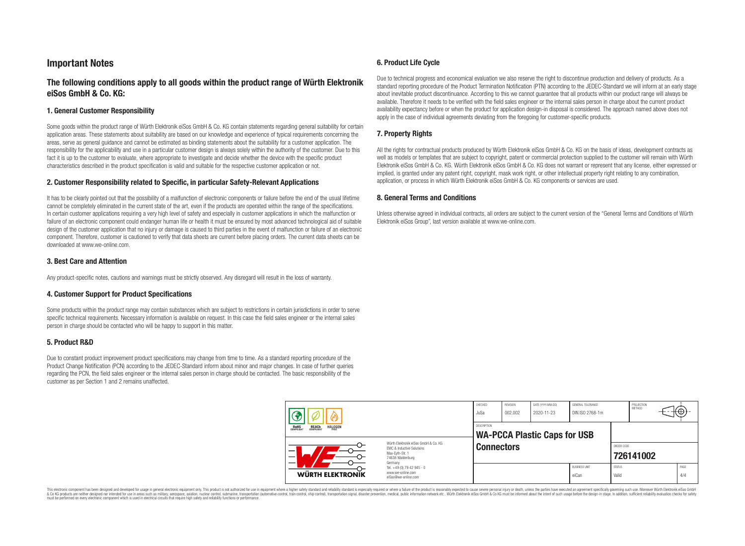# Important Notes

## The following conditions apply to all goods within the product range of Würth Elektronik eiSos GmbH & Co. KG:

### 1. General Customer Responsibility

Some goods within the product range of Würth Elektronik eiSos GmbH & Co. KG contain statements regarding general suitability for certain application areas. These statements about suitability are based on our knowledge and experience of typical requirements concerning the areas, serve as general guidance and cannot be estimated as binding statements about the suitability for a customer application. The responsibility for the applicability and use in a particular customer design is always solely within the authority of the customer. Due to this fact it is up to the customer to evaluate, where appropriate to investigate and decide whether the device with the specific product characteristics described in the product specification is valid and suitable for the respective customer application or not.

### 2. Customer Responsibility related to Specific, in particular Safety-Relevant Applications

It has to be clearly pointed out that the possibility of a malfunction of electronic components or failure before the end of the usual lifetime cannot be completely eliminated in the current state of the art, even if the products are operated within the range of the specifications. In certain customer applications requiring a very high level of safety and especially in customer applications in which the malfunction or failure of an electronic component could endanger human life or health it must be ensured by most advanced technological aid of suitable design of the customer application that no injury or damage is caused to third parties in the event of malfunction or failure of an electronic component. Therefore, customer is cautioned to verify that data sheets are current before placing orders. The current data sheets can be downloaded at www.we-online.com.

### 3. Best Care and Attention

Any product-specific notes, cautions and warnings must be strictly observed. Any disregard will result in the loss of warranty.

### 4. Customer Support for Product Specifications

Some products within the product range may contain substances which are subject to restrictions in certain jurisdictions in order to serve specific technical requirements. Necessary information is available on request. In this case the field sales engineer or the internal sales person in charge should be contacted who will be happy to support in this matter.

### 5. Product R&D

Due to constant product improvement product specifications may change from time to time. As a standard reporting procedure of the Product Change Notification (PCN) according to the JEDEC-Standard inform about minor and major changes. In case of further queries regarding the PCN, the field sales engineer or the internal sales person in charge should be contacted. The basic responsibility of the customer as per Section 1 and 2 remains unaffected.

### 6. Product Life Cycle

Due to technical progress and economical evaluation we also reserve the right to discontinue production and delivery of products. As a standard reporting procedure of the Product Termination Notification (PTN) according to the JEDEC-Standard we will inform at an early stage about inevitable product discontinuance. According to this we cannot guarantee that all products within our product range will always be available. Therefore it needs to be verified with the field sales engineer or the internal sales person in charge about the current product availability expectancy before or when the product for application design-in disposal is considered. The approach named above does not apply in the case of individual agreements deviating from the foregoing for customer-specific products.

### 7. Property Rights

All the rights for contractual products produced by Würth Elektronik eiSos GmbH & Co. KG on the basis of ideas, development contracts as well as models or templates that are subject to copyright, patent or commercial protection supplied to the customer will remain with Würth Elektronik eiSos GmbH & Co. KG. Würth Elektronik eiSos GmbH & Co. KG does not warrant or represent that any license, either expressed or implied, is granted under any patent right, copyright, mask work right, or other intellectual property right relating to any combination, application, or process in which Würth Elektronik eiSos GmbH & Co. KG components or services are used.

### 8. General Terms and Conditions

Unless otherwise agreed in individual contracts, all orders are subject to the current version of the "General Terms and Conditions of Würth Elektronik eiSos Group", last version available at www.we-online.com.

| | | | | | | |
|---|---|---|---|---|---|---|
| RoHS COMPLIANT / REACh COMPLIANT / HALOGEN FREE | CHECKED: JuSa | REVISION: 002.002 | DATE (YYYY-MM-DD): 2020-11-23 | GENERAL TOLERANCE: DIN ISO 2768-1m | PROJECTION METHOD | |
| WÜRTH ELEKTRONIK — Würth Elektronik eiSos GmbH & Co. KG, EMC & Inductive Solutions, Max-Eyth-Str. 1, 74638 Waldenburg, Germany, Tel. +49 (0) 79 42 945 - 0, www.we-online.com, eiSos@we-online.com | DESCRIPTION: **WA-PCCA Plastic Caps for USB Connectors** | | | | ORDER CODE: **726141002** | |
| | | | | BUSINESS UNIT: eiCan | STATUS: Valid | PAGE: 4/4 |

This electronic component has been designed and developed for usage in general electronic equipment only. This product is not authorized for use in equipment where a higher safety standard and reliability standard is especially required or where a failure of the product is reasonably expected to cause severe personal injury or death, unless the parties have executed an agreement specifically governing such use. Moreover Würth Elektronik eiSos GmbH & Co KG products are neither designed nor intended for use in areas such as military, aerospace, aviation, nuclear control, submarine, transportation (automotive control, train control, ship control), transportation signal, disaster prevention, medical, public information network etc.. Würth Elektronik eiSos GmbH & Co KG must be informed about the intent of such usage before the design-in stage. In addition, sufficient reliability evaluation checks for safety must be performed on every electronic component which is used in electrical circuits that require high safety and reliability functions or performance.